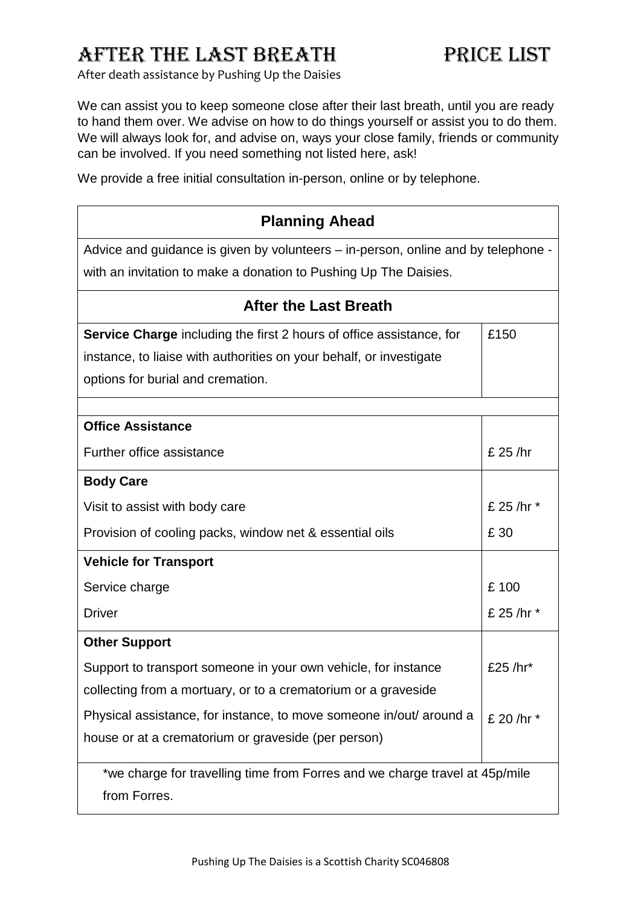# AFTER THE LAST BREATH PRICE LIST

After death assistance by Pushing Up the Daisies

We can assist you to keep someone close after their last breath, until you are ready to hand them over. We advise on how to do things yourself or assist you to do them. We will always look for, and advise on, ways your close family, friends or community can be involved. If you need something not listed here, ask!

We provide a free initial consultation in-person, online or by telephone.

| **Planning Ahead** | |
|---|---|
| Advice and guidance is given by volunteers – in-person, online and by telephone - with an invitation to make a donation to Pushing Up The Daisies. | |
| **After the Last Breath** | |
| **Service Charge** including the first 2 hours of office assistance, for instance, to liaise with authorities on your behalf, or investigate options for burial and cremation. | £150 |
| | |
| **Office Assistance** | |
| Further office assistance | £ 25 /hr |
| **Body Care** | |
| Visit to assist with body care | £ 25 /hr * |
| Provision of cooling packs, window net & essential oils | £ 30 |
| **Vehicle for Transport** | |
| Service charge | £ 100 |
| Driver | £ 25 /hr * |
| **Other Support** | |
| Support to transport someone in your own vehicle, for instance collecting from a mortuary, or to a crematorium or a graveside | £25 /hr* |
| Physical assistance, for instance, to move someone in/out/ around a house or at a crematorium or graveside (per person) | £ 20 /hr * |
| *we charge for travelling time from Forres and we charge travel at 45p/mile from Forres. | |

Pushing Up The Daisies is a Scottish Charity SC046808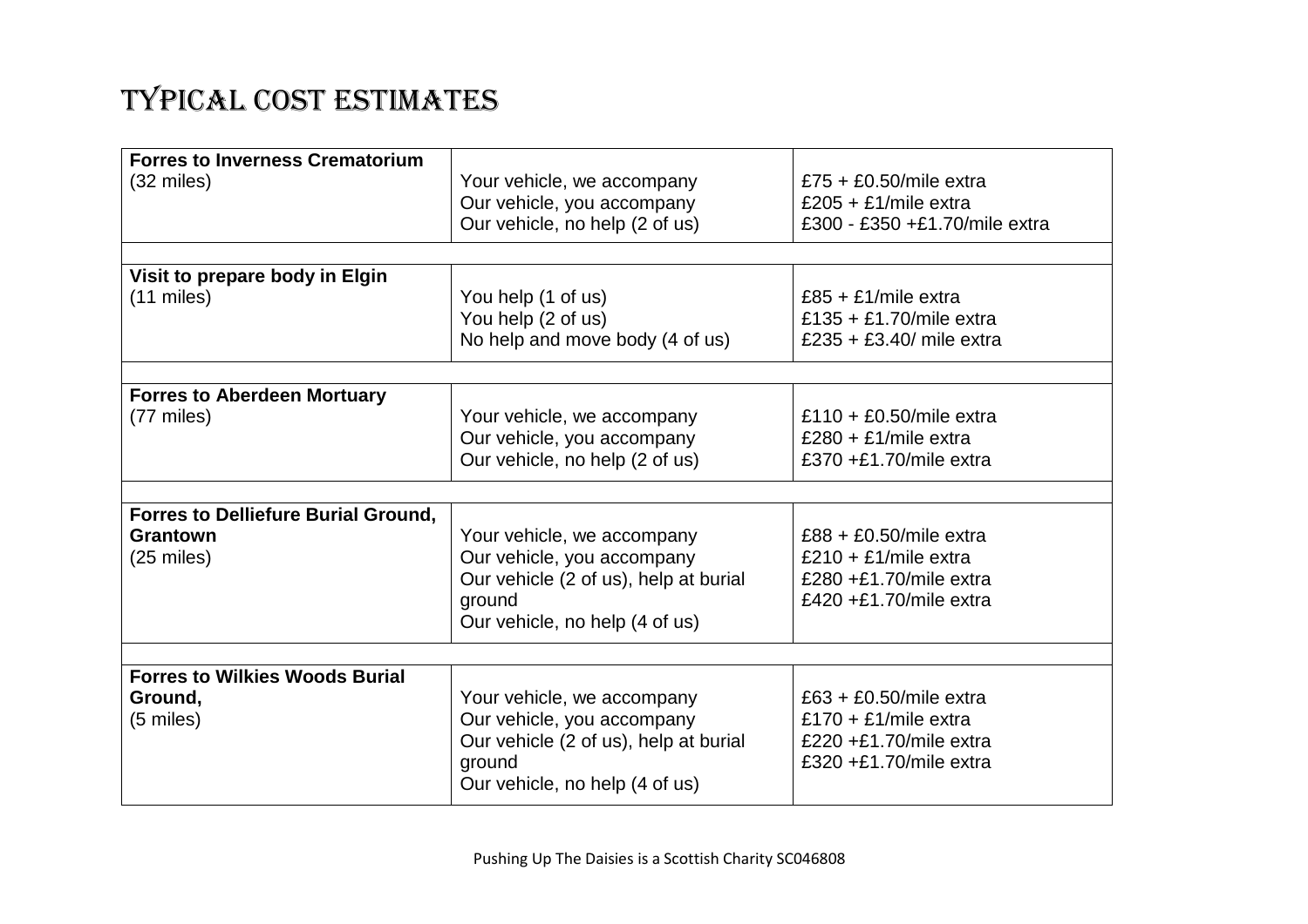# Typical Cost Estimates

| | | |
|---|---|---|
| **Forres to Inverness Crematorium** (32 miles) | Your vehicle, we accompany<br>Our vehicle, you accompany<br>Our vehicle, no help (2 of us) | £75 + £0.50/mile extra<br>£205 + £1/mile extra<br>£300 - £350 +£1.70/mile extra |
| | | |
| **Visit to prepare body in Elgin** (11 miles) | You help (1 of us)<br>You help (2 of us)<br>No help and move body (4 of us) | £85 + £1/mile extra<br>£135 + £1.70/mile extra<br>£235 + £3.40/ mile extra |
| | | |
| **Forres to Aberdeen Mortuary** (77 miles) | Your vehicle, we accompany<br>Our vehicle, you accompany<br>Our vehicle, no help (2 of us) | £110 + £0.50/mile extra<br>£280 + £1/mile extra<br>£370 +£1.70/mile extra |
| | | |
| **Forres to Delliefure Burial Ground, Grantown** (25 miles) | Your vehicle, we accompany<br>Our vehicle, you accompany<br>Our vehicle (2 of us), help at burial ground<br>Our vehicle, no help (4 of us) | £88 + £0.50/mile extra<br>£210 + £1/mile extra<br>£280 +£1.70/mile extra<br>£420 +£1.70/mile extra |
| | | |
| **Forres to Wilkies Woods Burial Ground,** (5 miles) | Your vehicle, we accompany<br>Our vehicle, you accompany<br>Our vehicle (2 of us), help at burial ground<br>Our vehicle, no help (4 of us) | £63 + £0.50/mile extra<br>£170 + £1/mile extra<br>£220 +£1.70/mile extra<br>£320 +£1.70/mile extra |

Pushing Up The Daisies is a Scottish Charity SC046808